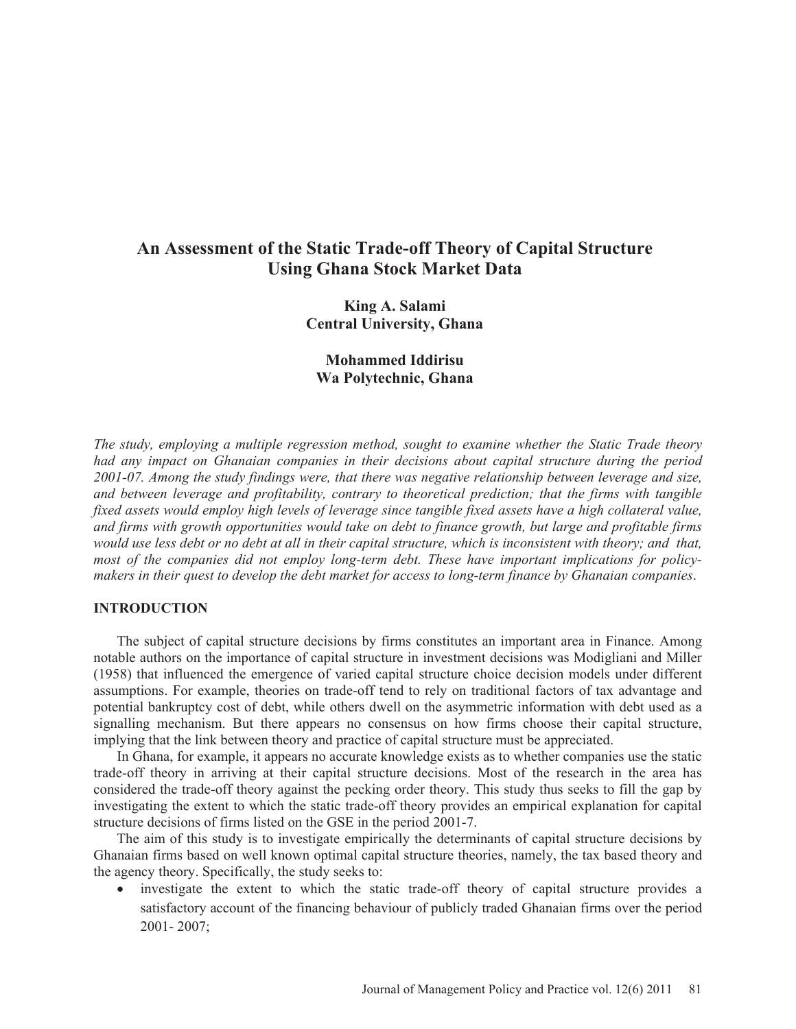# An Assessment of the Static Trade-off Theory of Capital Structure Using Ghana Stock Market Data

**King A. Salami**
**Central University, Ghana**

**Mohammed Iddirisu**
**Wa Polytechnic, Ghana**

*The study, employing a multiple regression method, sought to examine whether the Static Trade theory had any impact on Ghanaian companies in their decisions about capital structure during the period 2001-07. Among the study findings were, that there was negative relationship between leverage and size, and between leverage and profitability, contrary to theoretical prediction; that the firms with tangible fixed assets would employ high levels of leverage since tangible fixed assets have a high collateral value, and firms with growth opportunities would take on debt to finance growth, but large and profitable firms would use less debt or no debt at all in their capital structure, which is inconsistent with theory; and that, most of the companies did not employ long-term debt. These have important implications for policy-makers in their quest to develop the debt market for access to long-term finance by Ghanaian companies.*

## INTRODUCTION

The subject of capital structure decisions by firms constitutes an important area in Finance. Among notable authors on the importance of capital structure in investment decisions was Modigliani and Miller (1958) that influenced the emergence of varied capital structure choice decision models under different assumptions. For example, theories on trade-off tend to rely on traditional factors of tax advantage and potential bankruptcy cost of debt, while others dwell on the asymmetric information with debt used as a signalling mechanism. But there appears no consensus on how firms choose their capital structure, implying that the link between theory and practice of capital structure must be appreciated.

In Ghana, for example, it appears no accurate knowledge exists as to whether companies use the static trade-off theory in arriving at their capital structure decisions. Most of the research in the area has considered the trade-off theory against the pecking order theory. This study thus seeks to fill the gap by investigating the extent to which the static trade-off theory provides an empirical explanation for capital structure decisions of firms listed on the GSE in the period 2001-7.

The aim of this study is to investigate empirically the determinants of capital structure decisions by Ghanaian firms based on well known optimal capital structure theories, namely, the tax based theory and the agency theory. Specifically, the study seeks to:

- investigate the extent to which the static trade-off theory of capital structure provides a satisfactory account of the financing behaviour of publicly traded Ghanaian firms over the period 2001- 2007;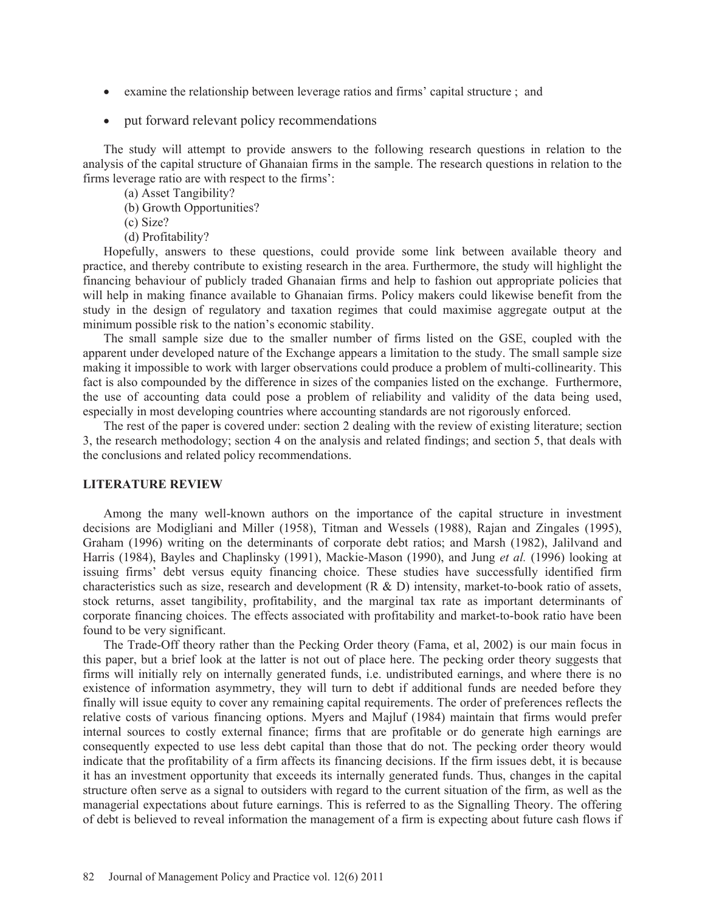- examine the relationship between leverage ratios and firms' capital structure ; and
- put forward relevant policy recommendations

The study will attempt to provide answers to the following research questions in relation to the analysis of the capital structure of Ghanaian firms in the sample. The research questions in relation to the firms leverage ratio are with respect to the firms':

(a) Asset Tangibility?
(b) Growth Opportunities?
(c) Size?
(d) Profitability?

Hopefully, answers to these questions, could provide some link between available theory and practice, and thereby contribute to existing research in the area. Furthermore, the study will highlight the financing behaviour of publicly traded Ghanaian firms and help to fashion out appropriate policies that will help in making finance available to Ghanaian firms. Policy makers could likewise benefit from the study in the design of regulatory and taxation regimes that could maximise aggregate output at the minimum possible risk to the nation's economic stability.

The small sample size due to the smaller number of firms listed on the GSE, coupled with the apparent under developed nature of the Exchange appears a limitation to the study. The small sample size making it impossible to work with larger observations could produce a problem of multi-collinearity. This fact is also compounded by the difference in sizes of the companies listed on the exchange. Furthermore, the use of accounting data could pose a problem of reliability and validity of the data being used, especially in most developing countries where accounting standards are not rigorously enforced.

The rest of the paper is covered under: section 2 dealing with the review of existing literature; section 3, the research methodology; section 4 on the analysis and related findings; and section 5, that deals with the conclusions and related policy recommendations.

## LITERATURE REVIEW

Among the many well-known authors on the importance of the capital structure in investment decisions are Modigliani and Miller (1958), Titman and Wessels (1988), Rajan and Zingales (1995), Graham (1996) writing on the determinants of corporate debt ratios; and Marsh (1982), Jalilvand and Harris (1984), Bayles and Chaplinsky (1991), Mackie-Mason (1990), and Jung *et al.* (1996) looking at issuing firms' debt versus equity financing choice. These studies have successfully identified firm characteristics such as size, research and development (R & D) intensity, market-to-book ratio of assets, stock returns, asset tangibility, profitability, and the marginal tax rate as important determinants of corporate financing choices. The effects associated with profitability and market-to-book ratio have been found to be very significant.

The Trade-Off theory rather than the Pecking Order theory (Fama, et al, 2002) is our main focus in this paper, but a brief look at the latter is not out of place here. The pecking order theory suggests that firms will initially rely on internally generated funds, i.e. undistributed earnings, and where there is no existence of information asymmetry, they will turn to debt if additional funds are needed before they finally will issue equity to cover any remaining capital requirements. The order of preferences reflects the relative costs of various financing options. Myers and Majluf (1984) maintain that firms would prefer internal sources to costly external finance; firms that are profitable or do generate high earnings are consequently expected to use less debt capital than those that do not. The pecking order theory would indicate that the profitability of a firm affects its financing decisions. If the firm issues debt, it is because it has an investment opportunity that exceeds its internally generated funds. Thus, changes in the capital structure often serve as a signal to outsiders with regard to the current situation of the firm, as well as the managerial expectations about future earnings. This is referred to as the Signalling Theory. The offering of debt is believed to reveal information the management of a firm is expecting about future cash flows if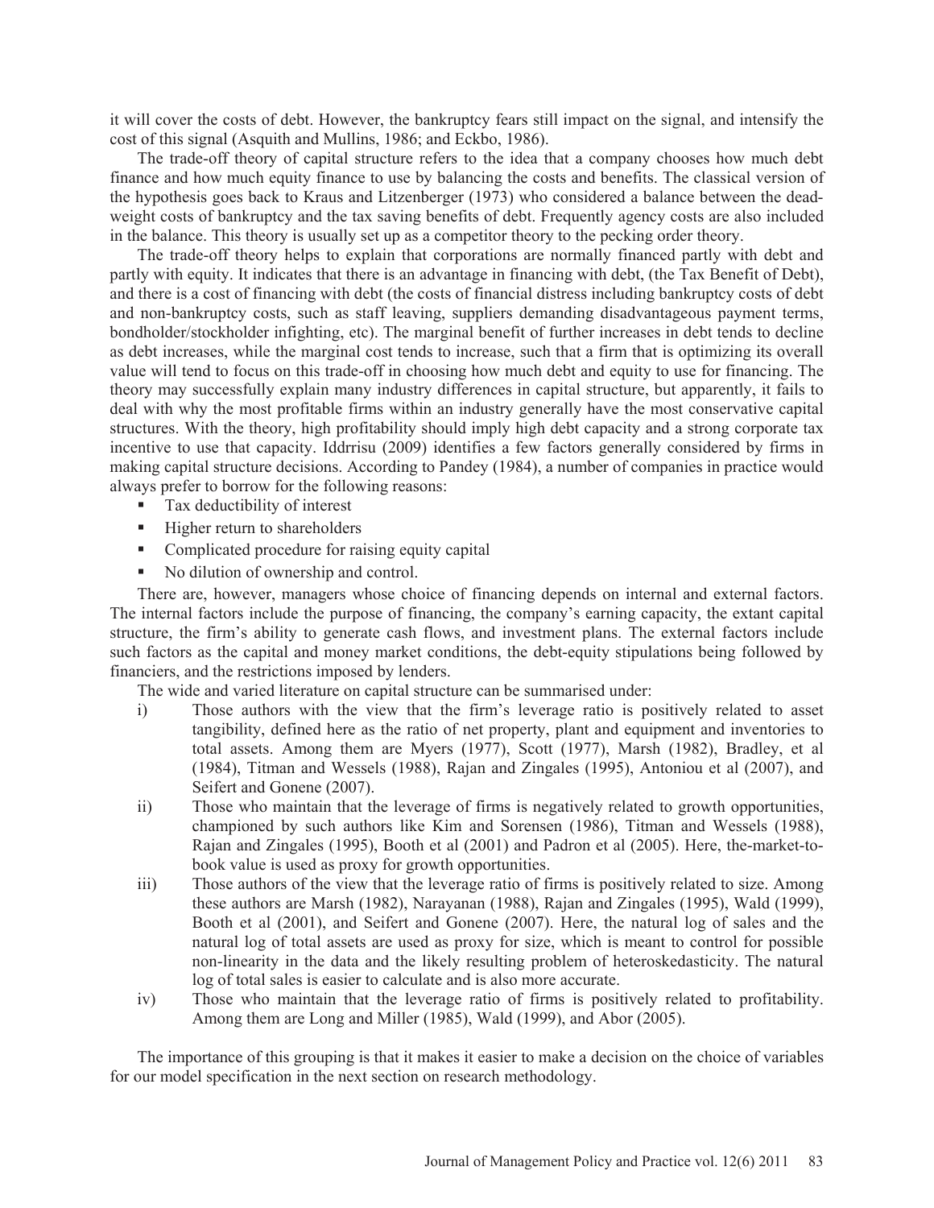it will cover the costs of debt. However, the bankruptcy fears still impact on the signal, and intensify the cost of this signal (Asquith and Mullins, 1986; and Eckbo, 1986).

The trade-off theory of capital structure refers to the idea that a company chooses how much debt finance and how much equity finance to use by balancing the costs and benefits. The classical version of the hypothesis goes back to Kraus and Litzenberger (1973) who considered a balance between the dead-weight costs of bankruptcy and the tax saving benefits of debt. Frequently agency costs are also included in the balance. This theory is usually set up as a competitor theory to the pecking order theory.

The trade-off theory helps to explain that corporations are normally financed partly with debt and partly with equity. It indicates that there is an advantage in financing with debt, (the Tax Benefit of Debt), and there is a cost of financing with debt (the costs of financial distress including bankruptcy costs of debt and non-bankruptcy costs, such as staff leaving, suppliers demanding disadvantageous payment terms, bondholder/stockholder infighting, etc). The marginal benefit of further increases in debt tends to decline as debt increases, while the marginal cost tends to increase, such that a firm that is optimizing its overall value will tend to focus on this trade-off in choosing how much debt and equity to use for financing. The theory may successfully explain many industry differences in capital structure, but apparently, it fails to deal with why the most profitable firms within an industry generally have the most conservative capital structures. With the theory, high profitability should imply high debt capacity and a strong corporate tax incentive to use that capacity. Iddrrisu (2009) identifies a few factors generally considered by firms in making capital structure decisions. According to Pandey (1984), a number of companies in practice would always prefer to borrow for the following reasons:

- Tax deductibility of interest
- Higher return to shareholders
- Complicated procedure for raising equity capital
- No dilution of ownership and control.

There are, however, managers whose choice of financing depends on internal and external factors. The internal factors include the purpose of financing, the company's earning capacity, the extant capital structure, the firm's ability to generate cash flows, and investment plans. The external factors include such factors as the capital and money market conditions, the debt-equity stipulations being followed by financiers, and the restrictions imposed by lenders.

The wide and varied literature on capital structure can be summarised under:

i) Those authors with the view that the firm's leverage ratio is positively related to asset tangibility, defined here as the ratio of net property, plant and equipment and inventories to total assets. Among them are Myers (1977), Scott (1977), Marsh (1982), Bradley, et al (1984), Titman and Wessels (1988), Rajan and Zingales (1995), Antoniou et al (2007), and Seifert and Gonene (2007).

ii) Those who maintain that the leverage of firms is negatively related to growth opportunities, championed by such authors like Kim and Sorensen (1986), Titman and Wessels (1988), Rajan and Zingales (1995), Booth et al (2001) and Padron et al (2005). Here, the-market-to-book value is used as proxy for growth opportunities.

iii) Those authors of the view that the leverage ratio of firms is positively related to size. Among these authors are Marsh (1982), Narayanan (1988), Rajan and Zingales (1995), Wald (1999), Booth et al (2001), and Seifert and Gonene (2007). Here, the natural log of sales and the natural log of total assets are used as proxy for size, which is meant to control for possible non-linearity in the data and the likely resulting problem of heteroskedasticity. The natural log of total sales is easier to calculate and is also more accurate.

iv) Those who maintain that the leverage ratio of firms is positively related to profitability. Among them are Long and Miller (1985), Wald (1999), and Abor (2005).

The importance of this grouping is that it makes it easier to make a decision on the choice of variables for our model specification in the next section on research methodology.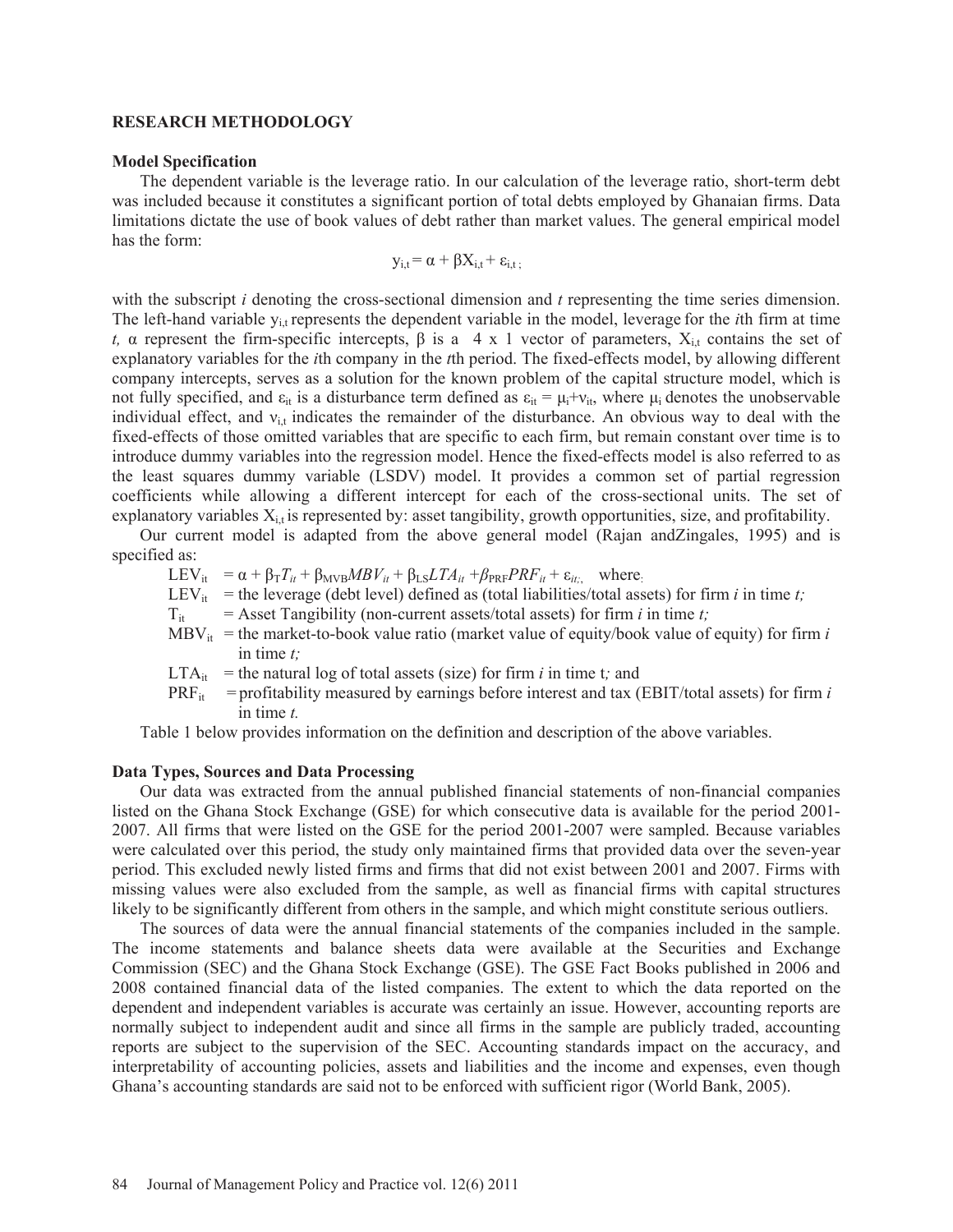## RESEARCH METHODOLOGY

### Model Specification

The dependent variable is the leverage ratio. In our calculation of the leverage ratio, short-term debt was included because it constitutes a significant portion of total debts employed by Ghanaian firms. Data limitations dictate the use of book values of debt rather than market values. The general empirical model has the form:

$$y_{i,t} = \alpha + \beta X_{i,t} + \varepsilon_{i,t}\,;$$

with the subscript *i* denoting the cross-sectional dimension and *t* representing the time series dimension. The left-hand variable $y_{i,t}$ represents the dependent variable in the model, leverage for the *i*th firm at time *t,* $\alpha$ represent the firm-specific intercepts, $\beta$ is a 4 x 1 vector of parameters, $X_{i,t}$ contains the set of explanatory variables for the *i*th company in the *t*th period. The fixed-effects model, by allowing different company intercepts, serves as a solution for the known problem of the capital structure model, which is not fully specified, and $\varepsilon_{it}$ is a disturbance term defined as $\varepsilon_{it} = \mu_i + v_{it}$, where $\mu_i$ denotes the unobservable individual effect, and $v_{i,t}$ indicates the remainder of the disturbance. An obvious way to deal with the fixed-effects of those omitted variables that are specific to each firm, but remain constant over time is to introduce dummy variables into the regression model. Hence the fixed-effects model is also referred to as the least squares dummy variable (LSDV) model. It provides a common set of partial regression coefficients while allowing a different intercept for each of the cross-sectional units. The set of explanatory variables $X_{i,t}$ is represented by: asset tangibility, growth opportunities, size, and profitability.

Our current model is adapted from the above general model (Rajan andZingales, 1995) and is specified as:

$LEV_{it} = \alpha + \beta_T T_{it} + \beta_{MVB} MBV_{it} + \beta_{LS} LTA_{it} + \beta_{PRF} PRF_{it} + \varepsilon_{it;}$, where:

$LEV_{it}$ = the leverage (debt level) defined as (total liabilities/total assets) for firm *i* in time *t;*

$T_{it}$ = Asset Tangibility (non-current assets/total assets) for firm *i* in time *t;*

$MBV_{it}$ = the market-to-book value ratio (market value of equity/book value of equity) for firm *i* in time *t;*

$LTA_{it}$ = the natural log of total assets (size) for firm *i* in time t*;* and

$PRF_{it}$ = profitability measured by earnings before interest and tax (EBIT/total assets) for firm *i* in time *t.*

Table 1 below provides information on the definition and description of the above variables.

### Data Types, Sources and Data Processing

Our data was extracted from the annual published financial statements of non-financial companies listed on the Ghana Stock Exchange (GSE) for which consecutive data is available for the period 2001-2007. All firms that were listed on the GSE for the period 2001-2007 were sampled. Because variables were calculated over this period, the study only maintained firms that provided data over the seven-year period. This excluded newly listed firms and firms that did not exist between 2001 and 2007. Firms with missing values were also excluded from the sample, as well as financial firms with capital structures likely to be significantly different from others in the sample, and which might constitute serious outliers.

The sources of data were the annual financial statements of the companies included in the sample. The income statements and balance sheets data were available at the Securities and Exchange Commission (SEC) and the Ghana Stock Exchange (GSE). The GSE Fact Books published in 2006 and 2008 contained financial data of the listed companies. The extent to which the data reported on the dependent and independent variables is accurate was certainly an issue. However, accounting reports are normally subject to independent audit and since all firms in the sample are publicly traded, accounting reports are subject to the supervision of the SEC. Accounting standards impact on the accuracy, and interpretability of accounting policies, assets and liabilities and the income and expenses, even though Ghana's accounting standards are said not to be enforced with sufficient rigor (World Bank, 2005).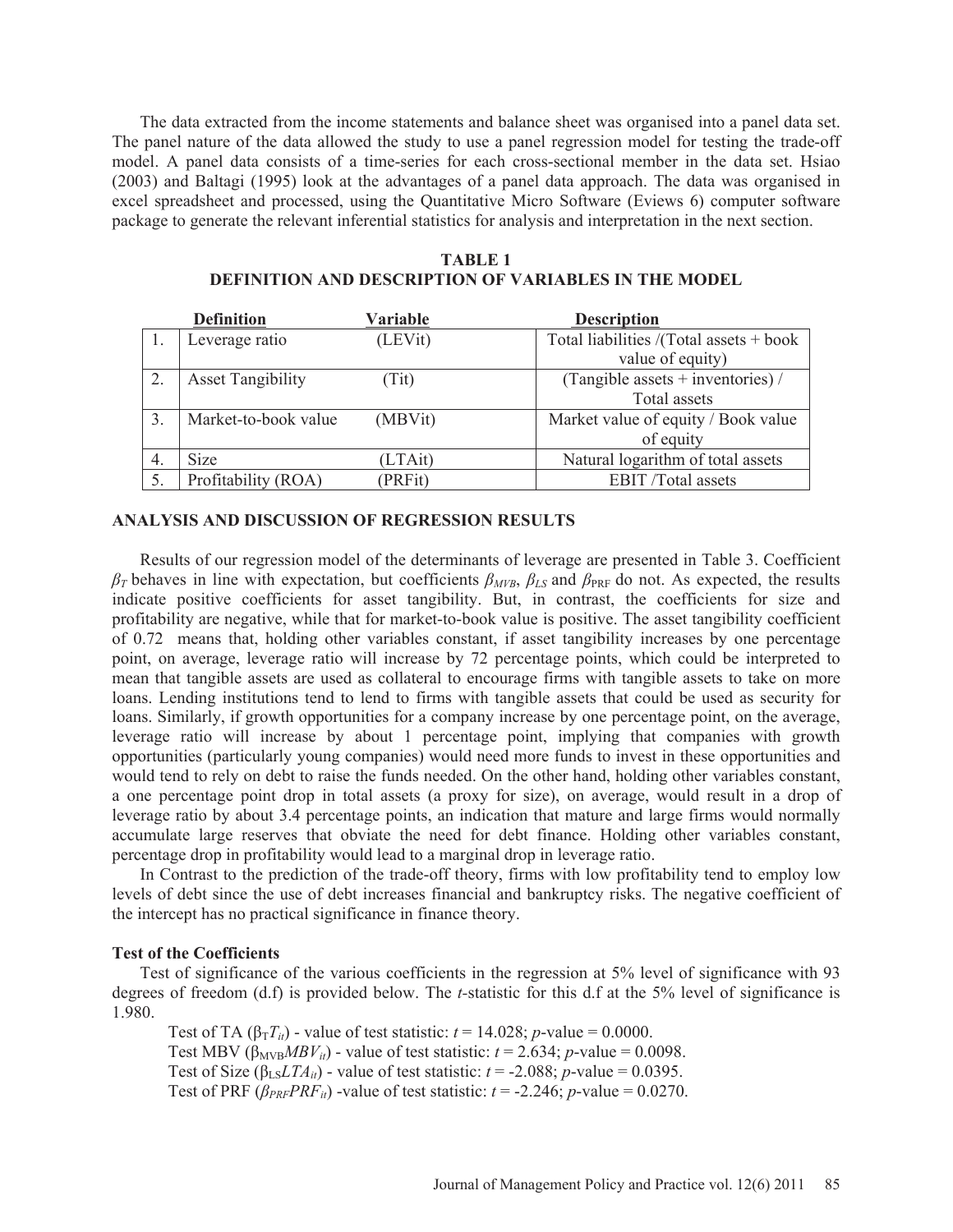The data extracted from the income statements and balance sheet was organised into a panel data set. The panel nature of the data allowed the study to use a panel regression model for testing the trade-off model. A panel data consists of a time-series for each cross-sectional member in the data set. Hsiao (2003) and Baltagi (1995) look at the advantages of a panel data approach. The data was organised in excel spreadsheet and processed, using the Quantitative Micro Software (Eviews 6) computer software package to generate the relevant inferential statistics for analysis and interpretation in the next section.

**TABLE 1**
**DEFINITION AND DESCRIPTION OF VARIABLES IN THE MODEL**

| | Definition | Variable | Description |
|---|---|---|---|
| 1. | Leverage ratio | (LEVit) | Total liabilities /(Total assets + book value of equity) |
| 2. | Asset Tangibility | (Tit) | (Tangible assets + inventories) / Total assets |
| 3. | Market-to-book value | (MBVit) | Market value of equity / Book value of equity |
| 4. | Size | (LTAit) | Natural logarithm of total assets |
| 5. | Profitability (ROA) | (PRFit) | EBIT /Total assets |

## ANALYSIS AND DISCUSSION OF REGRESSION RESULTS

Results of our regression model of the determinants of leverage are presented in Table 3. Coefficient $\beta_T$ behaves in line with expectation, but coefficients $\beta_{MVB}$, $\beta_{LS}$ and $\beta_{PRF}$ do not. As expected, the results indicate positive coefficients for asset tangibility. But, in contrast, the coefficients for size and profitability are negative, while that for market-to-book value is positive. The asset tangibility coefficient of 0.72 means that, holding other variables constant, if asset tangibility increases by one percentage point, on average, leverage ratio will increase by 72 percentage points, which could be interpreted to mean that tangible assets are used as collateral to encourage firms with tangible assets to take on more loans. Lending institutions tend to lend to firms with tangible assets that could be used as security for loans. Similarly, if growth opportunities for a company increase by one percentage point, on the average, leverage ratio will increase by about 1 percentage point, implying that companies with growth opportunities (particularly young companies) would need more funds to invest in these opportunities and would tend to rely on debt to raise the funds needed. On the other hand, holding other variables constant, a one percentage point drop in total assets (a proxy for size), on average, would result in a drop of leverage ratio by about 3.4 percentage points, an indication that mature and large firms would normally accumulate large reserves that obviate the need for debt finance. Holding other variables constant, percentage drop in profitability would lead to a marginal drop in leverage ratio.

In Contrast to the prediction of the trade-off theory, firms with low profitability tend to employ low levels of debt since the use of debt increases financial and bankruptcy risks. The negative coefficient of the intercept has no practical significance in finance theory.

### Test of the Coefficients

Test of significance of the various coefficients in the regression at 5% level of significance with 93 degrees of freedom (d.f) is provided below. The *t*-statistic for this d.f at the 5% level of significance is 1.980.

Test of TA ($\beta_T T_{it}$) - value of test statistic: $t = 14.028$; $p$-value = 0.0000.
Test MBV ($\beta_{MVB} MBV_{it}$) - value of test statistic: $t = 2.634$; $p$-value = 0.0098.
Test of Size ($\beta_{LS} LTA_{it}$) - value of test statistic: $t = -2.088$; $p$-value = 0.0395.
Test of PRF ($\beta_{PRF} PRF_{it}$) -value of test statistic: $t = -2.246$; $p$-value = 0.0270.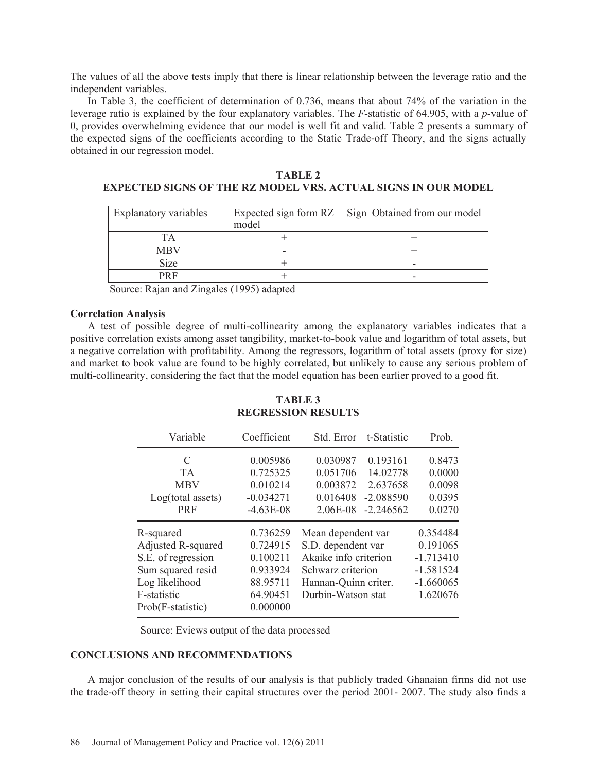The values of all the above tests imply that there is linear relationship between the leverage ratio and the independent variables.

In Table 3, the coefficient of determination of 0.736, means that about 74% of the variation in the leverage ratio is explained by the four explanatory variables. The *F*-statistic of 64.905, with a *p*-value of 0, provides overwhelming evidence that our model is well fit and valid. Table 2 presents a summary of the expected signs of the coefficients according to the Static Trade-off Theory, and the signs actually obtained in our regression model.

**TABLE 2**
**EXPECTED SIGNS OF THE RZ MODEL VRS. ACTUAL SIGNS IN OUR MODEL**

| Explanatory variables | Expected sign form RZ model | Sign Obtained from our model |
|---|---|---|
| TA | + | + |
| MBV | - | + |
| Size | + | - |
| PRF | + | - |

Source: Rajan and Zingales (1995) adapted

**Correlation Analysis**

A test of possible degree of multi-collinearity among the explanatory variables indicates that a positive correlation exists among asset tangibility, market-to-book value and logarithm of total assets, but a negative correlation with profitability. Among the regressors, logarithm of total assets (proxy for size) and market to book value are found to be highly correlated, but unlikely to cause any serious problem of multi-collinearity, considering the fact that the model equation has been earlier proved to a good fit.

**TABLE 3**
**REGRESSION RESULTS**

| Variable | Coefficient | Std. Error | t-Statistic | Prob. |
|---|---|---|---|---|
| C | 0.005986 | 0.030987 | 0.193161 | 0.8473 |
| TA | 0.725325 | 0.051706 | 14.02778 | 0.0000 |
| MBV | 0.010214 | 0.003872 | 2.637658 | 0.0098 |
| Log(total assets) | -0.034271 | 0.016408 | -2.088590 | 0.0395 |
| PRF | -4.63E-08 | 2.06E-08 | -2.246562 | 0.0270 |
| R-squared | 0.736259 | Mean dependent var | | 0.354484 |
| Adjusted R-squared | 0.724915 | S.D. dependent var | | 0.191065 |
| S.E. of regression | 0.100211 | Akaike info criterion | | -1.713410 |
| Sum squared resid | 0.933924 | Schwarz criterion | | -1.581524 |
| Log likelihood | 88.95711 | Hannan-Quinn criter. | | -1.660065 |
| F-statistic | 64.90451 | Durbin-Watson stat | | 1.620676 |
| Prob(F-statistic) | 0.000000 | | | |

Source: Eviews output of the data processed

## CONCLUSIONS AND RECOMMENDATIONS

A major conclusion of the results of our analysis is that publicly traded Ghanaian firms did not use the trade-off theory in setting their capital structures over the period 2001- 2007. The study also finds a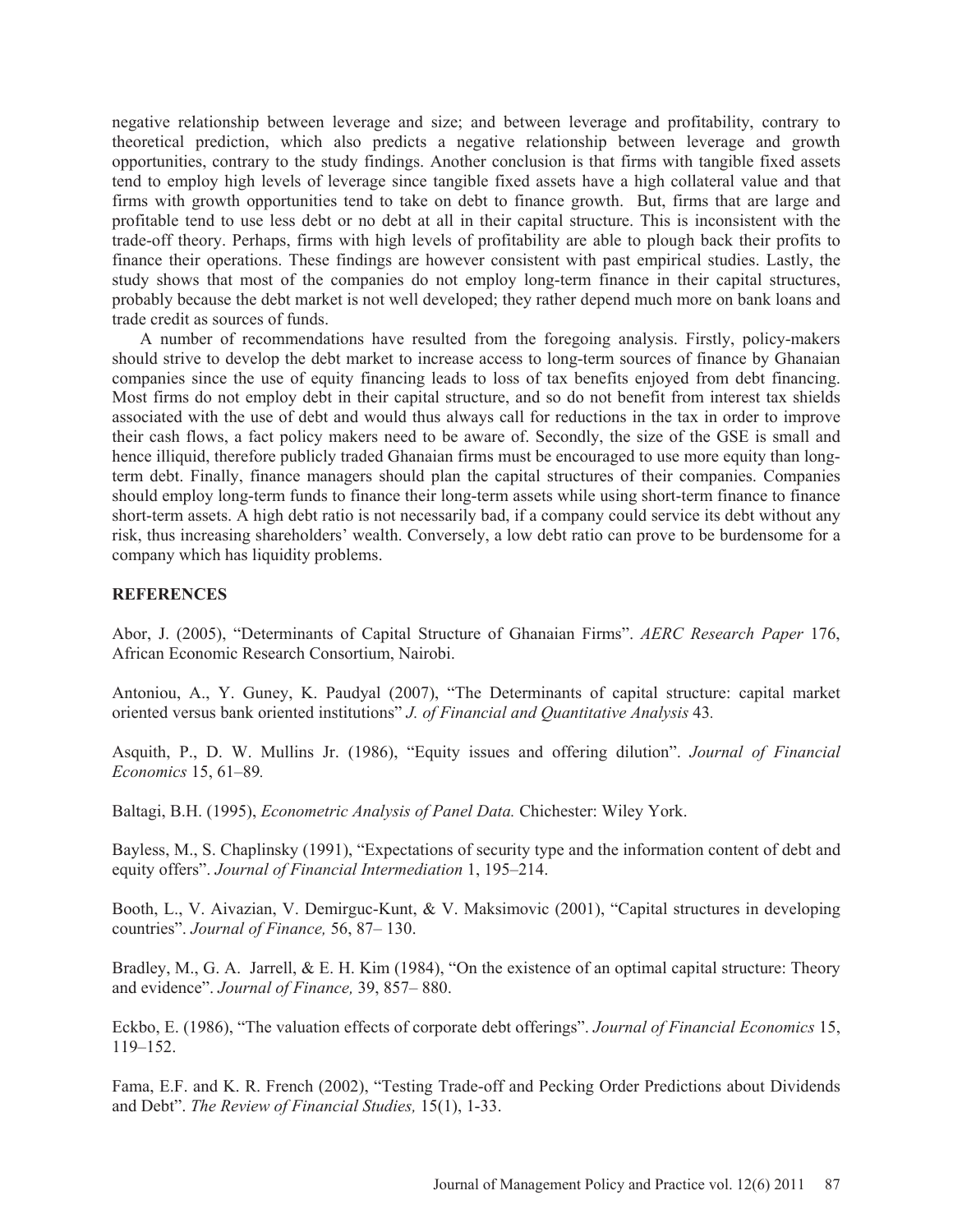negative relationship between leverage and size; and between leverage and profitability, contrary to theoretical prediction, which also predicts a negative relationship between leverage and growth opportunities, contrary to the study findings. Another conclusion is that firms with tangible fixed assets tend to employ high levels of leverage since tangible fixed assets have a high collateral value and that firms with growth opportunities tend to take on debt to finance growth. But, firms that are large and profitable tend to use less debt or no debt at all in their capital structure. This is inconsistent with the trade-off theory. Perhaps, firms with high levels of profitability are able to plough back their profits to finance their operations. These findings are however consistent with past empirical studies. Lastly, the study shows that most of the companies do not employ long-term finance in their capital structures, probably because the debt market is not well developed; they rather depend much more on bank loans and trade credit as sources of funds.

A number of recommendations have resulted from the foregoing analysis. Firstly, policy-makers should strive to develop the debt market to increase access to long-term sources of finance by Ghanaian companies since the use of equity financing leads to loss of tax benefits enjoyed from debt financing. Most firms do not employ debt in their capital structure, and so do not benefit from interest tax shields associated with the use of debt and would thus always call for reductions in the tax in order to improve their cash flows, a fact policy makers need to be aware of. Secondly, the size of the GSE is small and hence illiquid, therefore publicly traded Ghanaian firms must be encouraged to use more equity than long-term debt. Finally, finance managers should plan the capital structures of their companies. Companies should employ long-term funds to finance their long-term assets while using short-term finance to finance short-term assets. A high debt ratio is not necessarily bad, if a company could service its debt without any risk, thus increasing shareholders' wealth. Conversely, a low debt ratio can prove to be burdensome for a company which has liquidity problems.

## REFERENCES

Abor, J. (2005), "Determinants of Capital Structure of Ghanaian Firms". *AERC Research Paper* 176, African Economic Research Consortium, Nairobi.

Antoniou, A., Y. Guney, K. Paudyal (2007), "The Determinants of capital structure: capital market oriented versus bank oriented institutions" *J. of Financial and Quantitative Analysis* 43.

Asquith, P., D. W. Mullins Jr. (1986), "Equity issues and offering dilution". *Journal of Financial Economics* 15, 61–89*.*

Baltagi, B.H. (1995), *Econometric Analysis of Panel Data.* Chichester: Wiley York.

Bayless, M., S. Chaplinsky (1991), "Expectations of security type and the information content of debt and equity offers". *Journal of Financial Intermediation* 1, 195–214.

Booth, L., V. Aivazian, V. Demirguc-Kunt, & V. Maksimovic (2001), "Capital structures in developing countries". *Journal of Finance,* 56, 87– 130.

Bradley, M., G. A. Jarrell, & E. H. Kim (1984), "On the existence of an optimal capital structure: Theory and evidence". *Journal of Finance,* 39, 857– 880.

Eckbo, E. (1986), "The valuation effects of corporate debt offerings". *Journal of Financial Economics* 15, 119–152.

Fama, E.F. and K. R. French (2002), "Testing Trade-off and Pecking Order Predictions about Dividends and Debt". *The Review of Financial Studies,* 15(1), 1-33.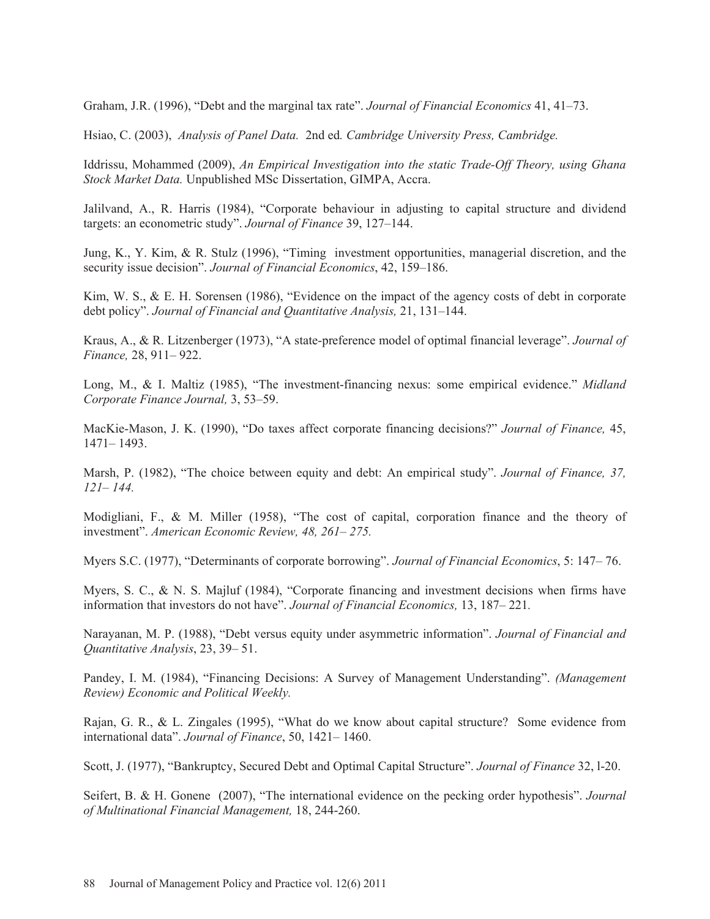Graham, J.R. (1996), "Debt and the marginal tax rate". *Journal of Financial Economics* 41, 41–73.

Hsiao, C. (2003), *Analysis of Panel Data.* 2nd ed*. Cambridge University Press, Cambridge.*

Iddrissu, Mohammed (2009), *An Empirical Investigation into the static Trade-Off Theory, using Ghana Stock Market Data.* Unpublished MSc Dissertation, GIMPA, Accra.

Jalilvand, A., R. Harris (1984), "Corporate behaviour in adjusting to capital structure and dividend targets: an econometric study". *Journal of Finance* 39, 127–144.

Jung, K., Y. Kim, & R. Stulz (1996), "Timing investment opportunities, managerial discretion, and the security issue decision". *Journal of Financial Economics*, 42, 159–186.

Kim, W. S., & E. H. Sorensen (1986), "Evidence on the impact of the agency costs of debt in corporate debt policy". *Journal of Financial and Quantitative Analysis,* 21, 131–144.

Kraus, A., & R. Litzenberger (1973), "A state-preference model of optimal financial leverage". *Journal of Finance,* 28, 911– 922.

Long, M., & I. Maltiz (1985), "The investment-financing nexus: some empirical evidence." *Midland Corporate Finance Journal,* 3, 53–59.

MacKie-Mason, J. K. (1990), "Do taxes affect corporate financing decisions?" *Journal of Finance,* 45, 1471– 1493.

Marsh, P. (1982), "The choice between equity and debt: An empirical study". *Journal of Finance, 37, 121– 144.*

Modigliani, F., & M. Miller (1958), "The cost of capital, corporation finance and the theory of investment". *American Economic Review, 48, 261– 275.*

Myers S.C. (1977), "Determinants of corporate borrowing". *Journal of Financial Economics*, 5: 147– 76.

Myers, S. C., & N. S. Majluf (1984), "Corporate financing and investment decisions when firms have information that investors do not have". *Journal of Financial Economics,* 13, 187– 221*.*

Narayanan, M. P. (1988), "Debt versus equity under asymmetric information". *Journal of Financial and Quantitative Analysis*, 23, 39– 51.

Pandey, I. M. (1984), "Financing Decisions: A Survey of Management Understanding". *(Management Review) Economic and Political Weekly.*

Rajan, G. R., & L. Zingales (1995), "What do we know about capital structure? Some evidence from international data". *Journal of Finance*, 50, 1421– 1460.

Scott, J. (1977), "Bankruptcy, Secured Debt and Optimal Capital Structure". *Journal of Finance* 32, l-20.

Seifert, B. & H. Gonene (2007), "The international evidence on the pecking order hypothesis". *Journal of Multinational Financial Management,* 18, 244-260.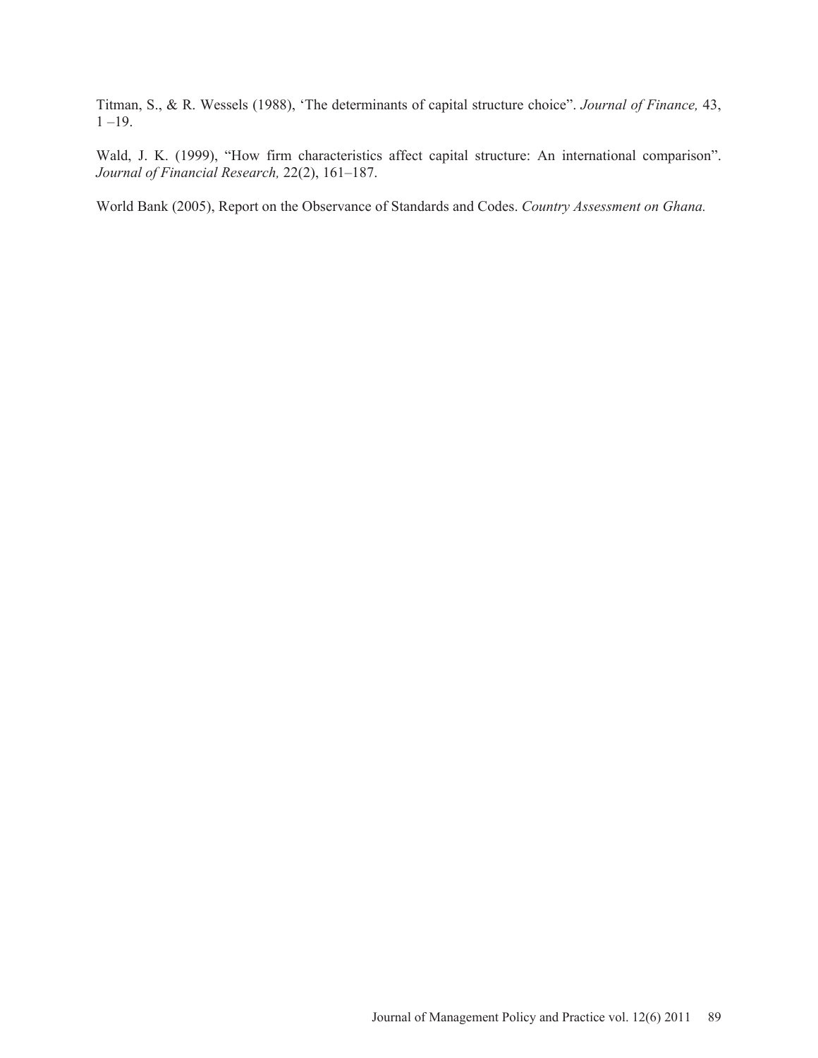Titman, S., & R. Wessels (1988), 'The determinants of capital structure choice". *Journal of Finance,* 43, 1 –19.

Wald, J. K. (1999), "How firm characteristics affect capital structure: An international comparison". *Journal of Financial Research,* 22(2), 161–187.

World Bank (2005), Report on the Observance of Standards and Codes. *Country Assessment on Ghana.*